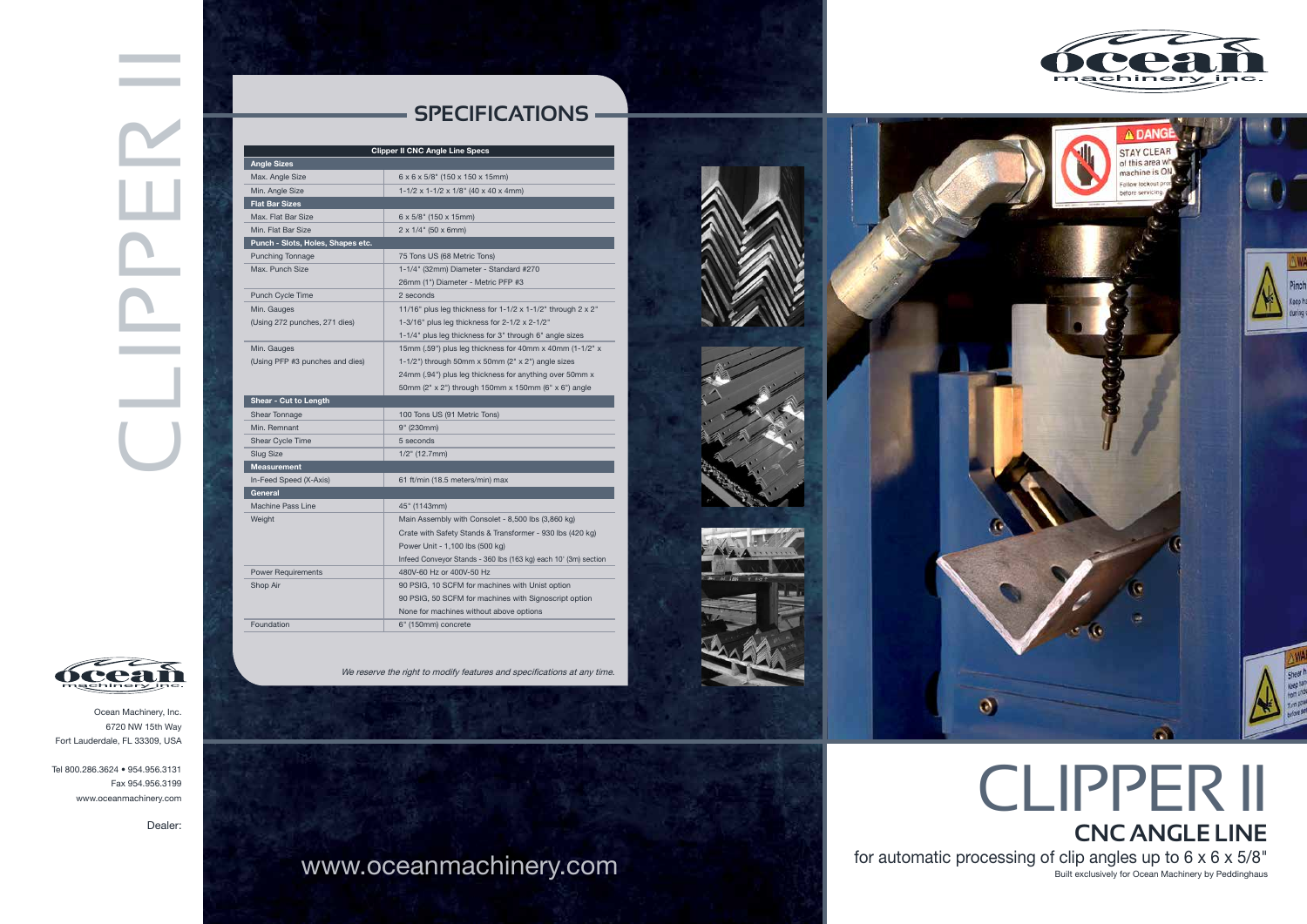# CLIPPER II

Ocean Machinery, Inc.
6720 NW 15th Way
Fort Lauderdale, FL 33309, USA

Tel 800.286.3624 • 954.956.3131
Fax 954.956.3199
www.oceanmachinery.com

Dealer:

## SPECIFICATIONS

| Clipper II CNC Angle Line Specs | |
|---|---|
| **Angle Sizes** | |
| Max. Angle Size | 6 x 6 x 5/8" (150 x 150 x 15mm) |
| Min. Angle Size | 1-1/2 x 1-1/2 x 1/8" (40 x 40 x 4mm) |
| **Flat Bar Sizes** | |
| Max. Flat Bar Size | 6 x 5/8" (150 x 15mm) |
| Min. Flat Bar Size | 2 x 1/4" (50 x 6mm) |
| **Punch - Slots, Holes, Shapes etc.** | |
| Punching Tonnage | 75 Tons US (68 Metric Tons) |
| Max. Punch Size | 1-1/4" (32mm) Diameter - Standard #270<br>26mm (1") Diameter - Metric PFP #3 |
| Punch Cycle Time | 2 seconds |
| Min. Gauges<br>(Using 272 punches, 271 dies) | 11/16" plus leg thickness for 1-1/2 x 1-1/2" through 2 x 2"<br>1-3/16" plus leg thickness for 2-1/2 x 2-1/2"<br>1-1/4" plus leg thickness for 3" through 6" angle sizes |
| Min. Gauges<br>(Using PFP #3 punches and dies) | 15mm (.59") plus leg thickness for 40mm x 40mm (1-1/2" x 1-1/2") through 50mm x 50mm (2" x 2") angle sizes<br>24mm (.94") plus leg thickness for anything over 50mm x 50mm (2" x 2") through 150mm x 150mm (6" x 6") angle |
| **Shear - Cut to Length** | |
| Shear Tonnage | 100 Tons US (91 Metric Tons) |
| Min. Remnant | 9" (230mm) |
| Shear Cycle Time | 5 seconds |
| Slug Size | 1/2" (12.7mm) |
| **Measurement** | |
| In-Feed Speed (X-Axis) | 61 ft/min (18.5 meters/min) max |
| **General** | |
| Machine Pass Line | 45" (1143mm) |
| Weight | Main Assembly with Consolet - 8,500 lbs (3,860 kg)<br>Crate with Safety Stands & Transformer - 930 lbs (420 kg)<br>Power Unit - 1,100 lbs (500 kg)<br>Infeed Conveyor Stands - 360 lbs (163 kg) each 10' (3m) section |
| Power Requirements | 480V-60 Hz or 400V-50 Hz |
| Shop Air | 90 PSIG, 10 SCFM for machines with Unist option<br>90 PSIG, 50 SCFM for machines with Signoscript option<br>None for machines without above options |
| Foundation | 6" (150mm) concrete |

*We reserve the right to modify features and specifications at any time.*

www.oceanmachinery.com

# CLIPPER II

## CNC ANGLE LINE

for automatic processing of clip angles up to 6 x 6 x 5/8"

Built exclusively for Ocean Machinery by Peddinghaus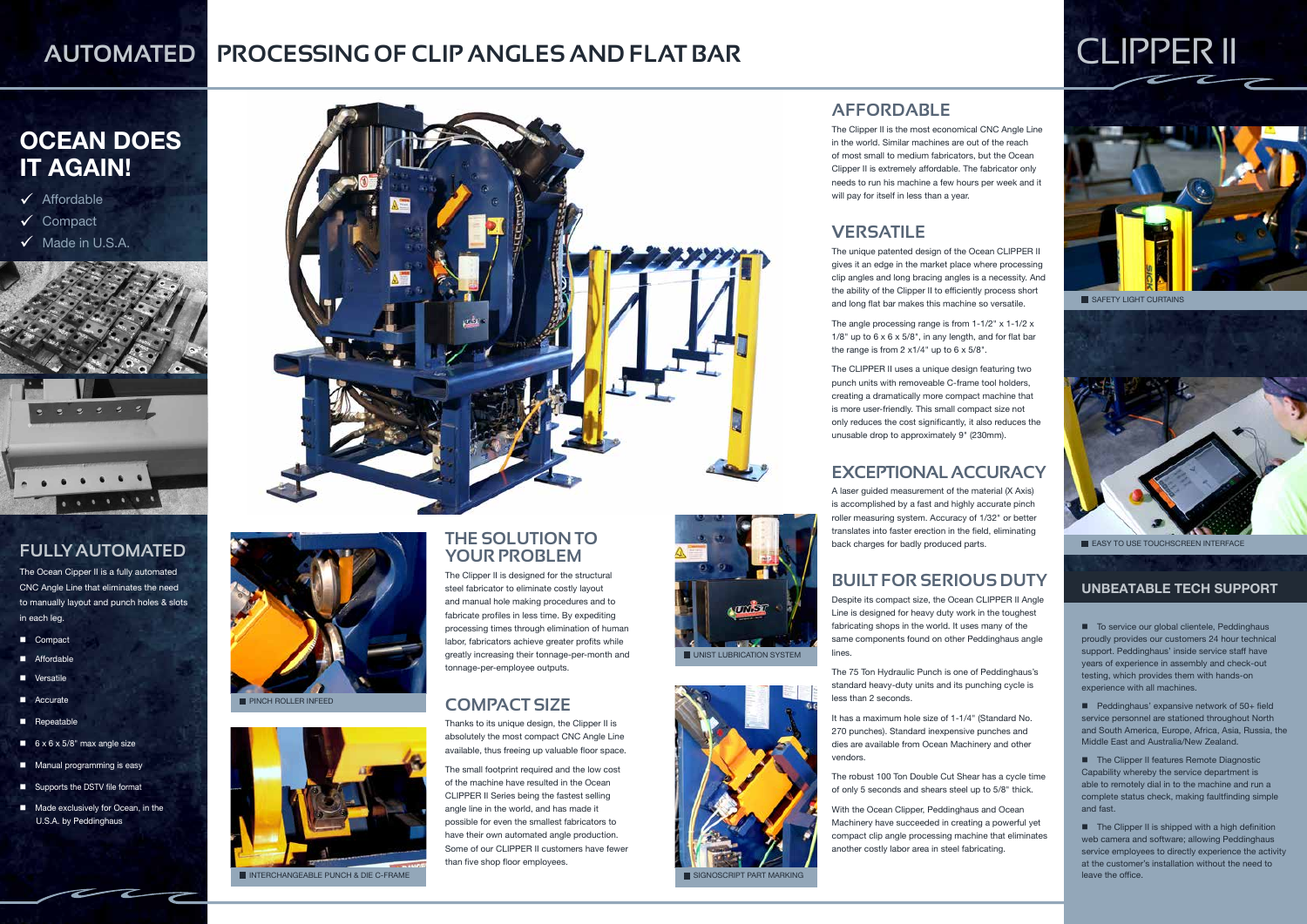# AUTOMATED PROCESSING OF CLIP ANGLES AND FLAT BAR

# CLIPPER II

## OCEAN DOES IT AGAIN!

- ✓ Affordable
- ✓ Compact
- ✓ Made in U.S.A.

## FULLY AUTOMATED

The Ocean Cipper II is a fully automated CNC Angle Line that eliminates the need to manually layout and punch holes & slots in each leg.

- Compact
- Affordable
- Versatile
- Accurate
- Repeatable
- 6 x 6 x 5/8" max angle size
- Manual programming is easy
- Supports the DSTV file format
- Made exclusively for Ocean, in the U.S.A. by Peddinghaus

PINCH ROLLER INFEED

INTERCHANGEABLE PUNCH & DIE C-FRAME

## THE SOLUTION TO YOUR PROBLEM

The Clipper II is designed for the structural steel fabricator to eliminate costly layout and manual hole making procedures and to fabricate profiles in less time. By expediting processing times through elimination of human labor, fabricators achieve greater profits while greatly increasing their tonnage-per-month and tonnage-per-employee outputs.

## COMPACT SIZE

Thanks to its unique design, the Clipper II is absolutely the most compact CNC Angle Line available, thus freeing up valuable floor space.

The small footprint required and the low cost of the machine have resulted in the Ocean CLIPPER II Series being the fastest selling angle line in the world, and has made it possible for even the smallest fabricators to have their own automated angle production. Some of our CLIPPER II customers have fewer than five shop floor employees.

UNIST LUBRICATION SYSTEM

SIGNOSCRIPT PART MARKING

## AFFORDABLE

The Clipper II is the most economical CNC Angle Line in the world. Similar machines are out of the reach of most small to medium fabricators, but the Ocean Clipper II is extremely affordable. The fabricator only needs to run his machine a few hours per week and it will pay for itself in less than a year.

## VERSATILE

The unique patented design of the Ocean CLIPPER II gives it an edge in the market place where processing clip angles and long bracing angles is a necessity. And the ability of the Clipper II to efficiently process short and long flat bar makes this machine so versatile.

The angle processing range is from 1-1/2" x 1-1/2 x 1/8" up to 6 x 6 x 5/8", in any length, and for flat bar the range is from 2 x1/4" up to 6 x 5/8".

The CLIPPER II uses a unique design featuring two punch units with removeable C-frame tool holders, creating a dramatically more compact machine that is more user-friendly. This small compact size not only reduces the cost significantly, it also reduces the unusable drop to approximately 9" (230mm).

## EXCEPTIONAL ACCURACY

A laser guided measurement of the material (X Axis) is accomplished by a fast and highly accurate pinch roller measuring system. Accuracy of 1/32" or better translates into faster erection in the field, eliminating back charges for badly produced parts.

## BUILT FOR SERIOUS DUTY

Despite its compact size, the Ocean CLIPPER II Angle Line is designed for heavy duty work in the toughest fabricating shops in the world. It uses many of the same components found on other Peddinghaus angle lines.

The 75 Ton Hydraulic Punch is one of Peddinghaus's standard heavy-duty units and its punching cycle is less than 2 seconds.

It has a maximum hole size of 1-1/4" (Standard No. 270 punches). Standard inexpensive punches and dies are available from Ocean Machinery and other vendors.

The robust 100 Ton Double Cut Shear has a cycle time of only 5 seconds and shears steel up to 5/8" thick.

With the Ocean Clipper, Peddinghaus and Ocean Machinery have succeeded in creating a powerful yet compact clip angle processing machine that eliminates another costly labor area in steel fabricating.

SAFETY LIGHT CURTAINS

EASY TO USE TOUCHSCREEN INTERFACE

## UNBEATABLE TECH SUPPORT

- To service our global clientele, Peddinghaus proudly provides our customers 24 hour technical support. Peddinghaus' inside service staff have years of experience in assembly and check-out testing, which provides them with hands-on experience with all machines.
- Peddinghaus' expansive network of 50+ field service personnel are stationed throughout North and South America, Europe, Africa, Asia, Russia, the Middle East and Australia/New Zealand.
- The Clipper II features Remote Diagnostic Capability whereby the service department is able to remotely dial in to the machine and run a complete status check, making faultfinding simple and fast.
- The Clipper II is shipped with a high definition web camera and software; allowing Peddinghaus service employees to directly experience the activity at the customer's installation without the need to leave the office.